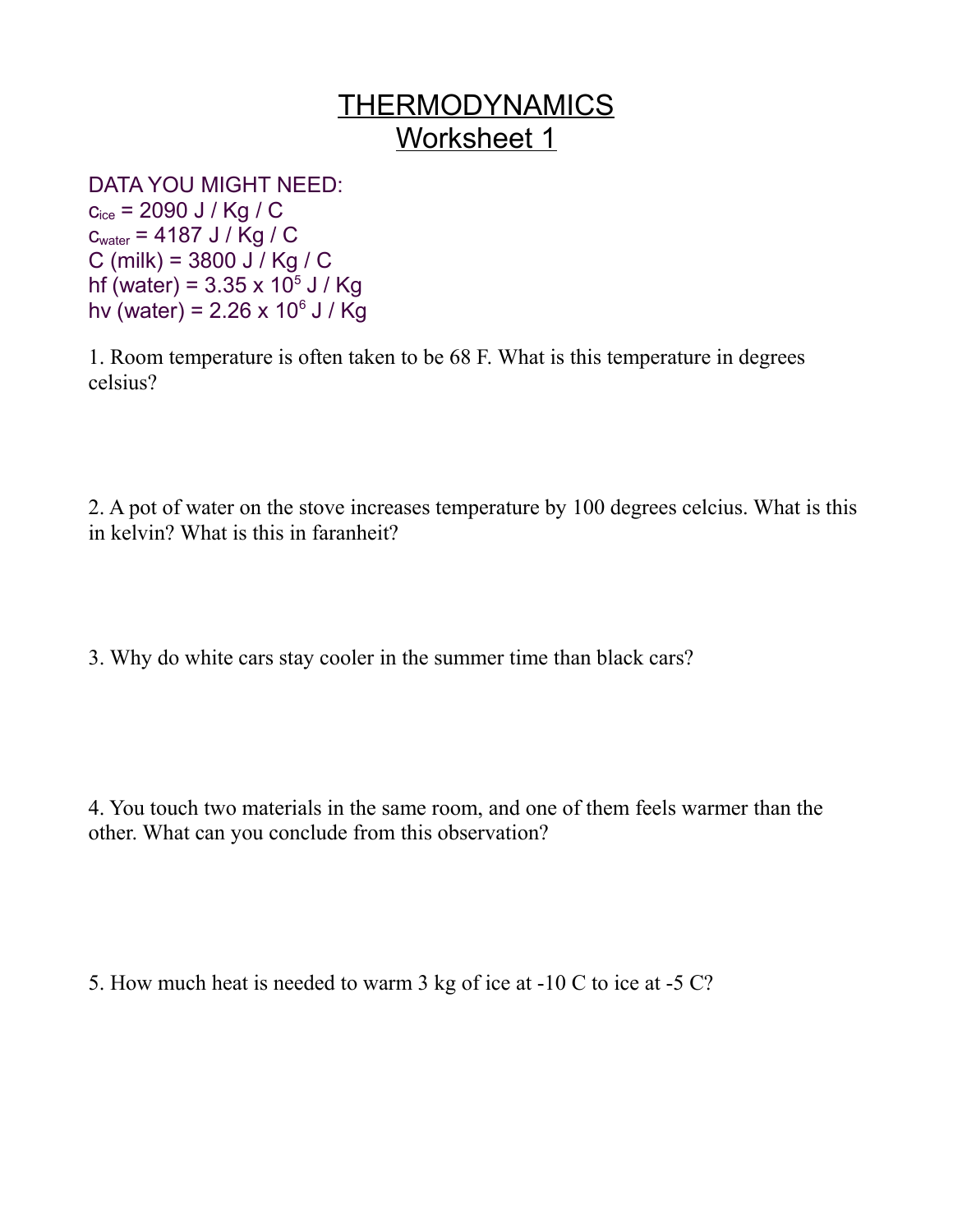# THERMODYNAMICS
## Worksheet 1

DATA YOU MIGHT NEED:
$c_{ice}$ = 2090 J / Kg / C
$c_{water}$ = 4187 J / Kg / C
C (milk) = 3800 J / Kg / C
hf (water) = $3.35 \times 10^5$ J / Kg
hv (water) = $2.26 \times 10^6$ J / Kg

1. Room temperature is often taken to be 68 F. What is this temperature in degrees celsius?

2. A pot of water on the stove increases temperature by 100 degrees celcius. What is this in kelvin? What is this in faranheit?

3. Why do white cars stay cooler in the summer time than black cars?

4. You touch two materials in the same room, and one of them feels warmer than the other. What can you conclude from this observation?

5. How much heat is needed to warm 3 kg of ice at -10 C to ice at -5 C?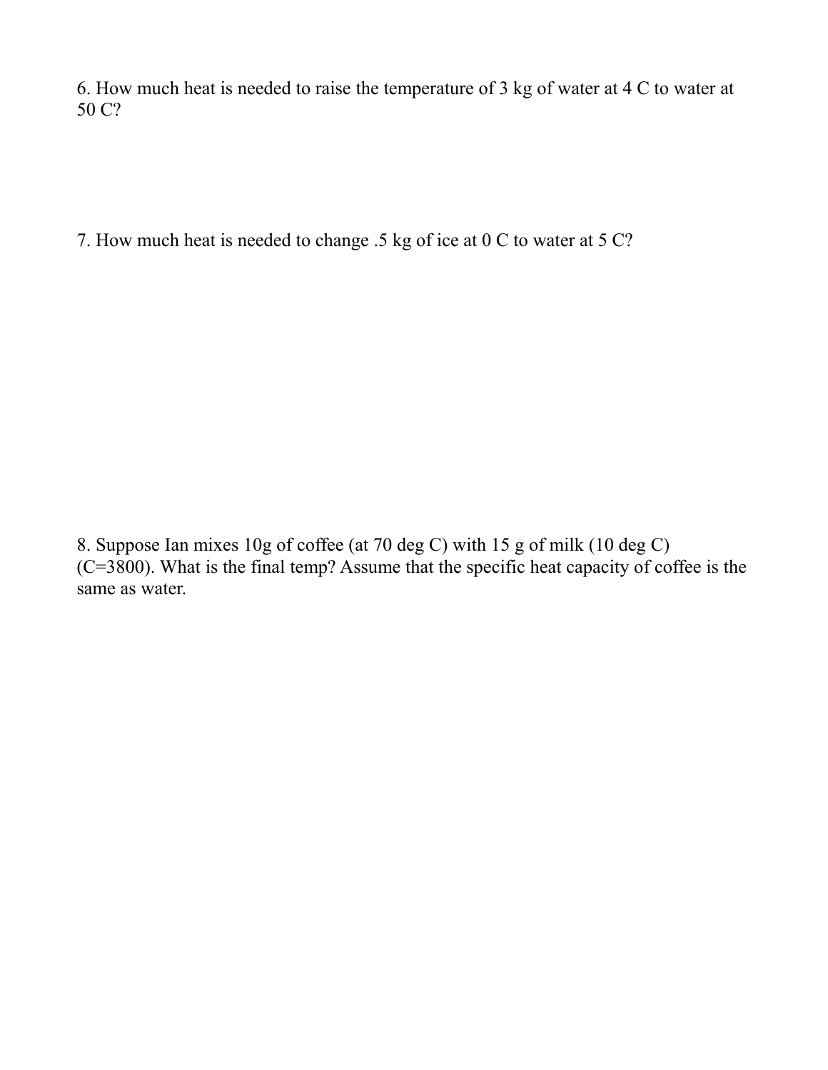6. How much heat is needed to raise the temperature of 3 kg of water at 4 C to water at 50 C?

7. How much heat is needed to change .5 kg of ice at 0 C to water at 5 C?

8. Suppose Ian mixes 10g of coffee (at 70 deg C) with 15 g of milk (10 deg C) (C=3800). What is the final temp? Assume that the specific heat capacity of coffee is the same as water.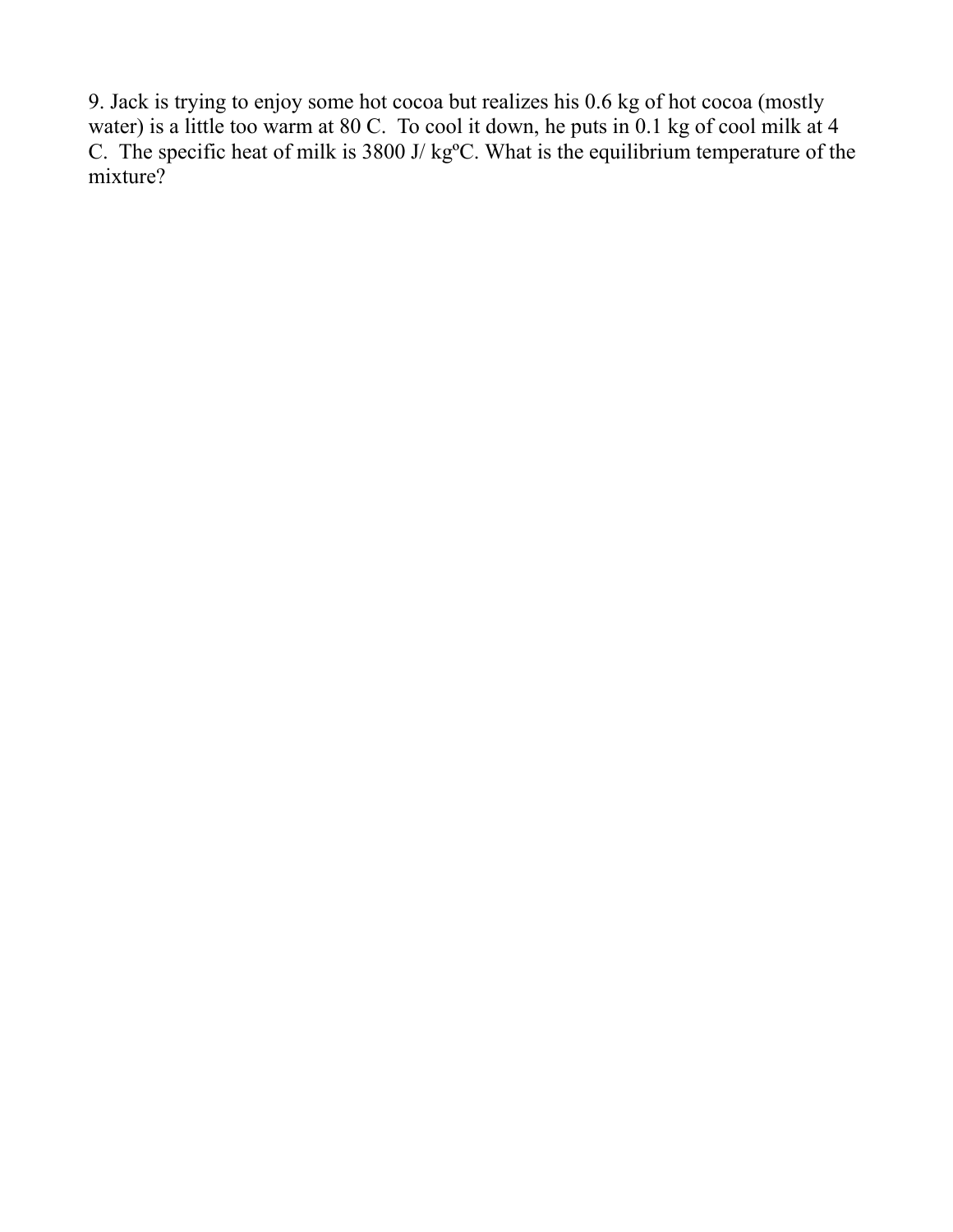9. Jack is trying to enjoy some hot cocoa but realizes his 0.6 kg of hot cocoa (mostly water) is a little too warm at 80 C. To cool it down, he puts in 0.1 kg of cool milk at 4 C. The specific heat of milk is 3800 J/ kgºC. What is the equilibrium temperature of the mixture?